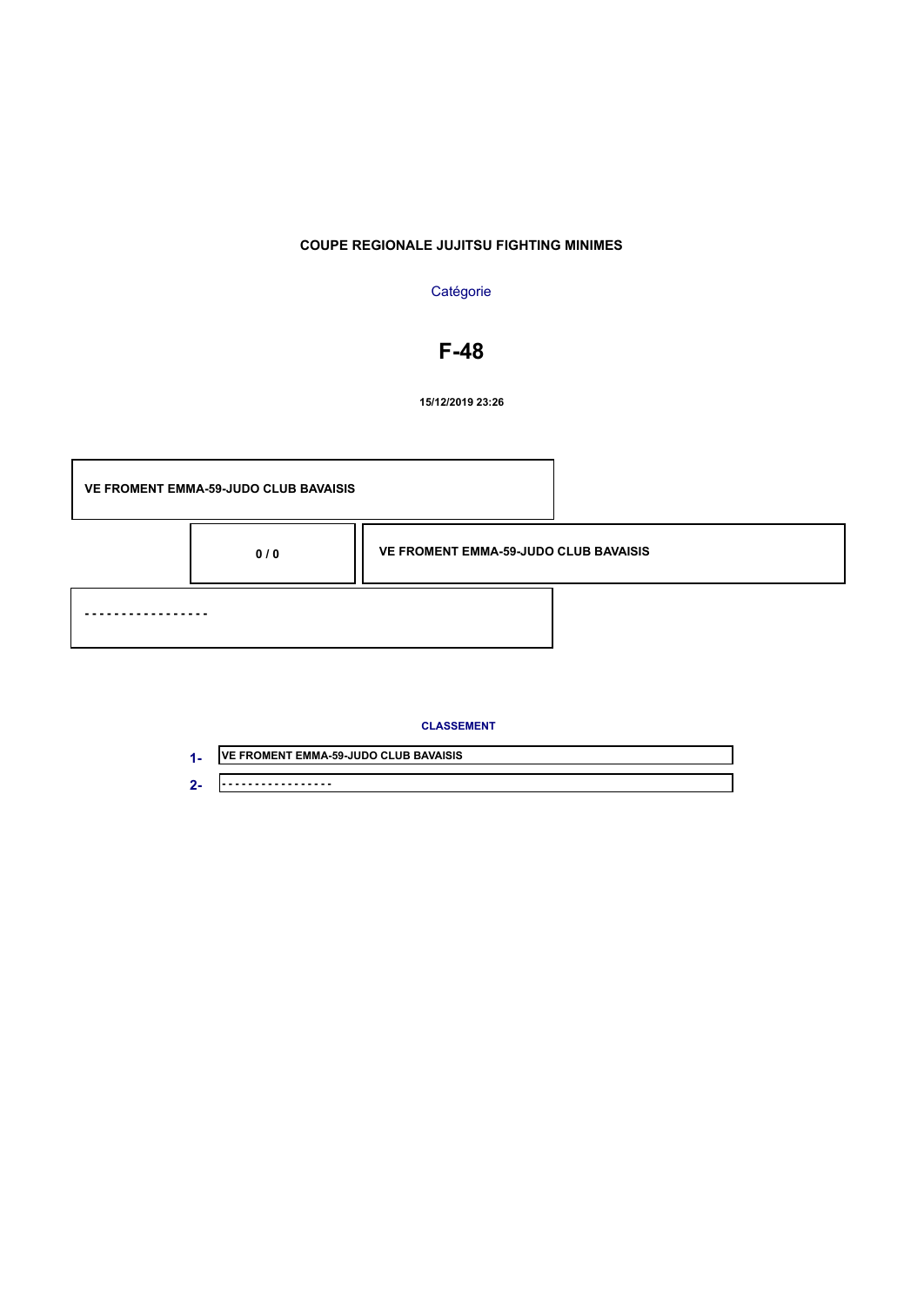**COUPE REGIONALE JUJITSU FIGHTING MINIMES**

Catégorie

# F-48

**15/12/2019 23:26**

**VE FROMENT EMMA-59-JUDO CLUB BAVAISIS**

**0 / 0**

**VE FROMENT EMMA-59-JUDO CLUB BAVAISIS**

**- - - - - - - - - - - - - - - - -**

**CLASSEMENT**

| | |
|---|---|
| **1-** | **VE FROMENT EMMA-59-JUDO CLUB BAVAISIS** |
| **2-** | - - - - - - - - - - - - - - - - - |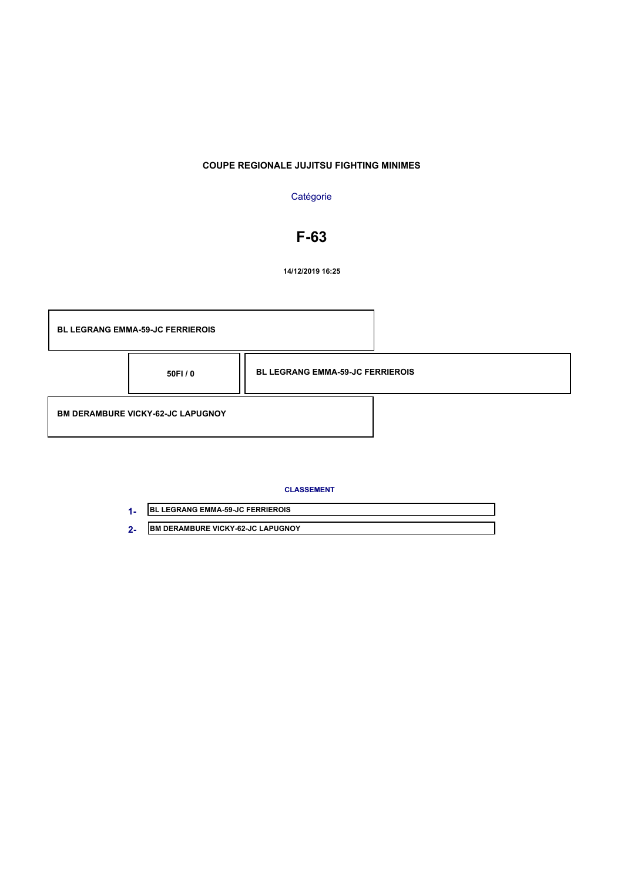**COUPE REGIONALE JUJITSU FIGHTING MINIMES**

Catégorie

# F-63

**14/12/2019 16:25**

| | | |
|---|---|---|
| **BL LEGRANG EMMA-59-JC FERRIEROIS** | | |
| | **50FI / 0** | **BL LEGRANG EMMA-59-JC FERRIEROIS** |
| **BM DERAMBURE VICKY-62-JC LAPUGNOY** | | |

**CLASSEMENT**

| | |
|---|---|
| **1-** | **BL LEGRANG EMMA-59-JC FERRIEROIS** |
| **2-** | **BM DERAMBURE VICKY-62-JC LAPUGNOY** |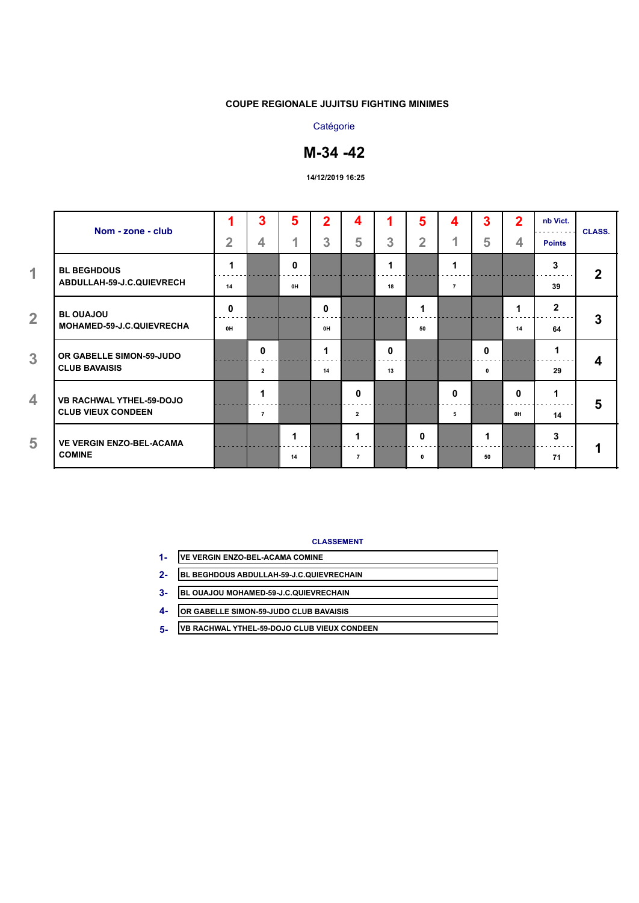**COUPE REGIONALE JUJITSU FIGHTING MINIMES**

Catégorie

# M-34 -42

**14/12/2019 16:25**

| | Nom - zone - club | 1 / 2 | 3 / 4 | 5 / 1 | 2 / 3 | 4 / 5 | 1 / 3 | 5 / 2 | 4 / 1 | 3 / 5 | 2 / 4 | nb Vict. / Points | CLASS. |
|---|---|---|---|---|---|---|---|---|---|---|---|---|---|
| 1 | BL BEGHDOUS ABDULLAH-59-J.C.QUIEVRECH | 1 / 14 | | 0 / 0H | | | 1 / 18 | | 1 / 7 | | | 3 / 39 | 2 |
| 2 | BL OUAJOU MOHAMED-59-J.C.QUIEVRECHA | 0 / 0H | | | 0 / 0H | | | 1 / 50 | | | 1 / 14 | 2 / 64 | 3 |
| 3 | OR GABELLE SIMON-59-JUDO CLUB BAVAISIS | | 0 / 2 | | 1 / 14 | | 0 / 13 | | | 0 / 0 | | 1 / 29 | 4 |
| 4 | VB RACHWAL YTHEL-59-DOJO CLUB VIEUX CONDEEN | | 1 / 7 | | | 0 / 2 | | | 0 / 5 | | 0 / 0H | 1 / 14 | 5 |
| 5 | VE VERGIN ENZO-BEL-ACAMA COMINE | | | 1 / 14 | | 1 / 7 | | 0 / 0 | | 1 / 50 | | 3 / 71 | 1 |

**CLASSEMENT**

1- VE VERGIN ENZO-BEL-ACAMA COMINE

2- BL BEGHDOUS ABDULLAH-59-J.C.QUIEVRECHAIN

3- BL OUAJOU MOHAMED-59-J.C.QUIEVRECHAIN

4- OR GABELLE SIMON-59-JUDO CLUB BAVAISIS

5- VB RACHWAL YTHEL-59-DOJO CLUB VIEUX CONDEEN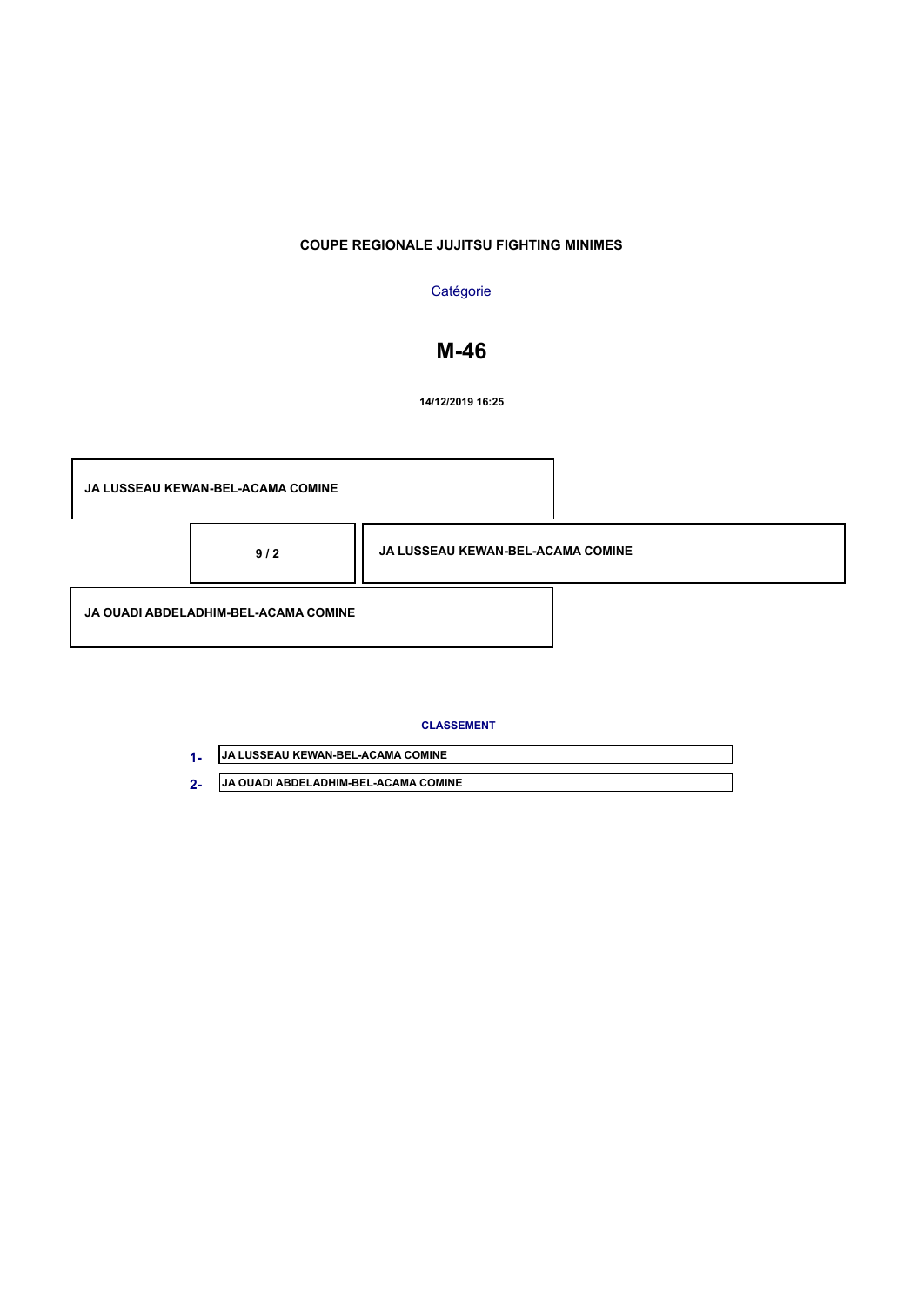**COUPE REGIONALE JUJITSU FIGHTING MINIMES**

Catégorie

# M-46

**14/12/2019 16:25**

**JA LUSSEAU KEWAN-BEL-ACAMA COMINE**

**9 / 2**

**JA LUSSEAU KEWAN-BEL-ACAMA COMINE**

**JA OUADI ABDELADHIM-BEL-ACAMA COMINE**

**CLASSEMENT**

1- JA LUSSEAU KEWAN-BEL-ACAMA COMINE

2- JA OUADI ABDELADHIM-BEL-ACAMA COMINE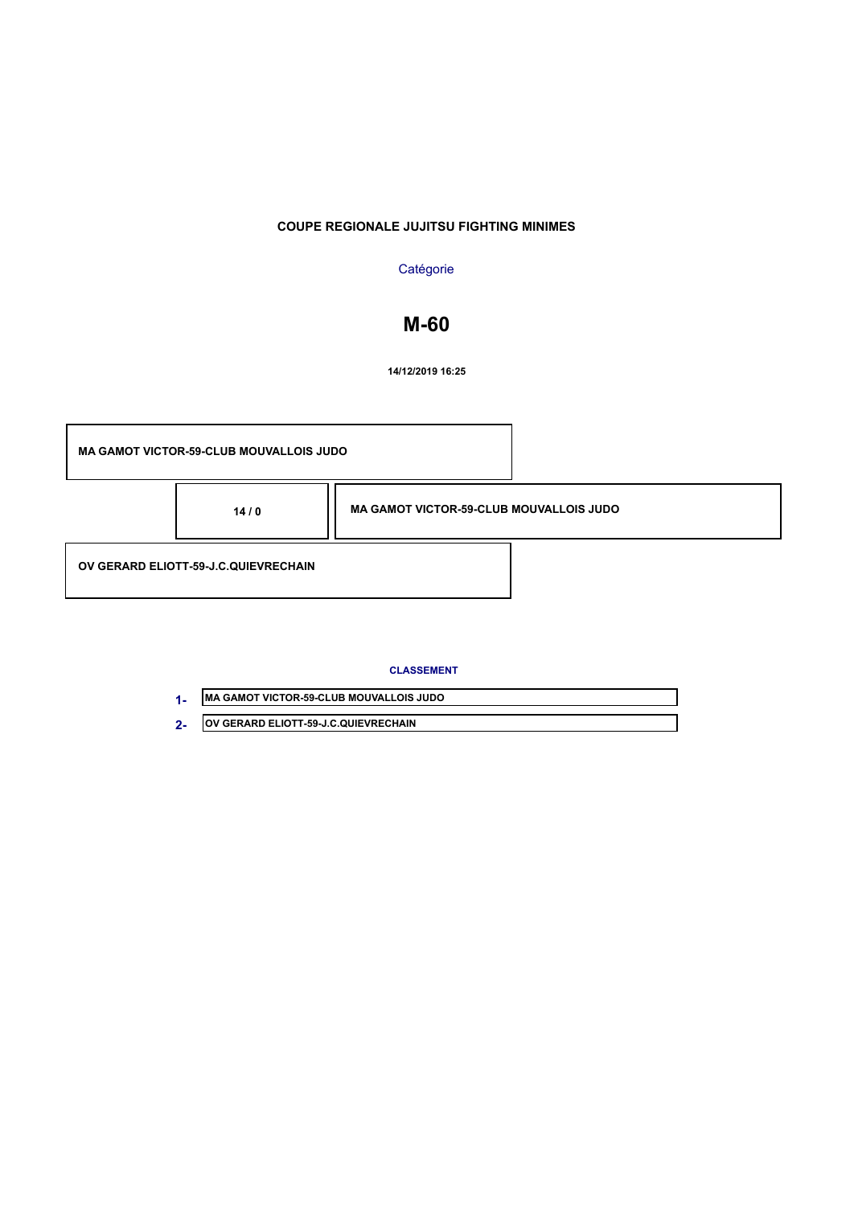**COUPE REGIONALE JUJITSU FIGHTING MINIMES**

Catégorie

# M-60

**14/12/2019 16:25**

MA GAMOT VICTOR-59-CLUB MOUVALLOIS JUDO

14 / 0

MA GAMOT VICTOR-59-CLUB MOUVALLOIS JUDO

OV GERARD ELIOTT-59-J.C.QUIEVRECHAIN

**CLASSEMENT**

1- MA GAMOT VICTOR-59-CLUB MOUVALLOIS JUDO

2- OV GERARD ELIOTT-59-J.C.QUIEVRECHAIN